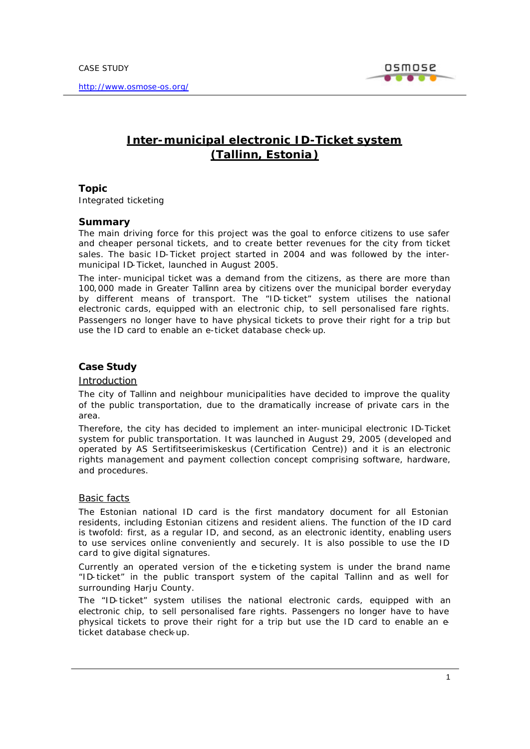CASE STUDY

http://www.osmose-os.org/

# Inter-municipal electronic ID-Ticket system (Tallinn, Estonia)

### Topic

Integrated ticketing

### Summary

The main driving force for this project was the goal to enforce citizens to use safer and cheaper personal tickets, and to create better revenues for the city from ticket sales. The basic ID-Ticket project started in 2004 and was followed by the inter-municipal ID-Ticket, launched in August 2005.

The inter-municipal ticket was a demand from the citizens, as there are more than 100,000 made in Greater Tallinn area by citizens over the municipal border everyday by different means of transport. The "ID-ticket" system utilises the national electronic cards, equipped with an electronic chip, to sell personalised fare rights. Passengers no longer have to have physical tickets to prove their right for a trip but use the ID card to enable an e-ticket database check-up.

## Case Study

### Introduction

The city of Tallinn and neighbour municipalities have decided to improve the quality of the public transportation, due to the dramatically increase of private cars in the area.

Therefore, the city has decided to implement an inter-municipal electronic ID-Ticket system for public transportation. It was launched in August 29, 2005 (developed and operated by AS Sertifitseerimiskeskus (Certification Centre)) and it is an electronic rights management and payment collection concept comprising software, hardware, and procedures.

### Basic facts

The Estonian national ID card is the first mandatory document for all Estonian residents, including Estonian citizens and resident aliens. The function of the ID card is twofold: first, as a regular ID, and second, as an electronic identity, enabling users to use services online conveniently and securely. It is also possible to use the ID card to give digital signatures.

Currently an operated version of the e-ticketing system is under the brand name "ID-ticket" in the public transport system of the capital Tallinn and as well for surrounding Harju County.

The "ID-ticket" system utilises the national electronic cards, equipped with an electronic chip, to sell personalised fare rights. Passengers no longer have to have physical tickets to prove their right for a trip but use the ID card to enable an e-ticket database check-up.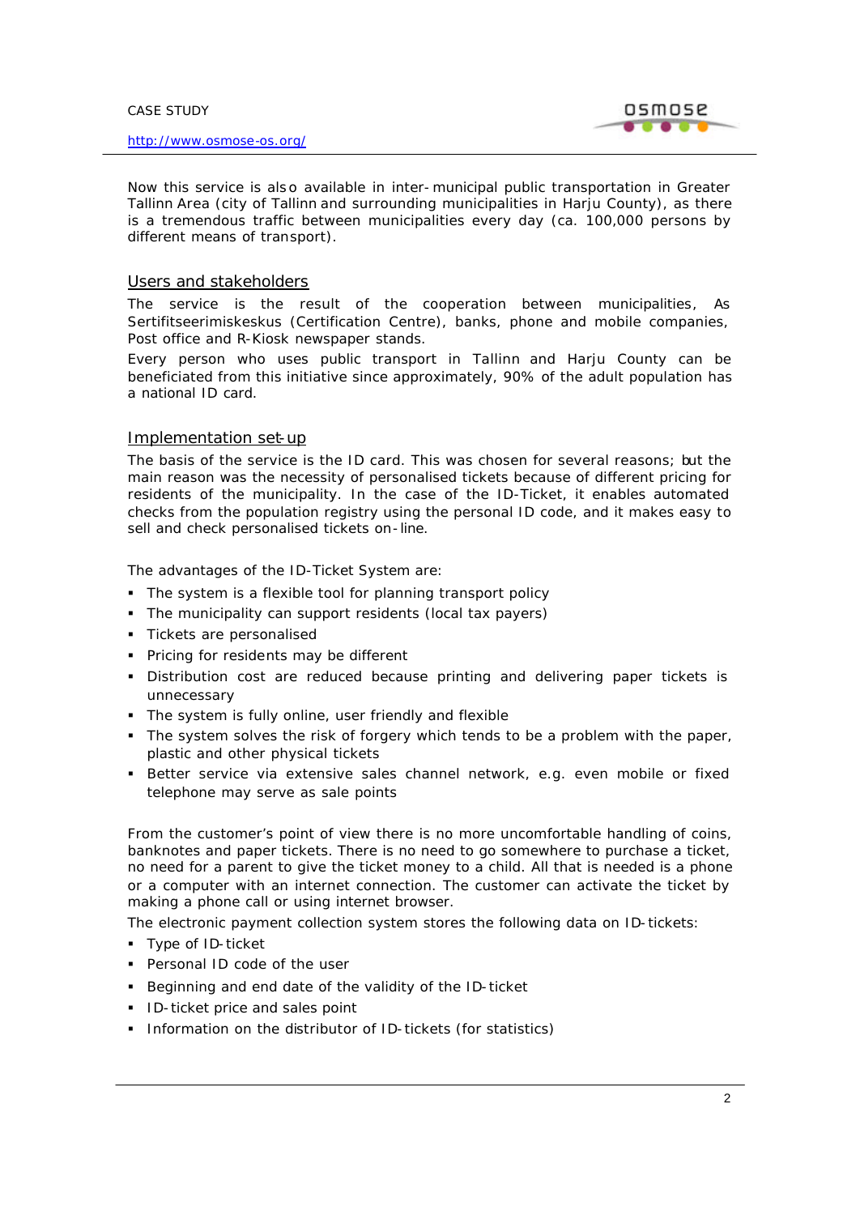Now this service is also available in inter-municipal public transportation in Greater Tallinn Area (city of Tallinn and surrounding municipalities in Harju County), as there is a tremendous traffic between municipalities every day (ca. 100,000 persons by different means of transport).

## Users and stakeholders

The service is the result of the cooperation between municipalities, As Sertifitseerimiskeskus (Certification Centre), banks, phone and mobile companies, Post office and R-Kiosk newspaper stands.

Every person who uses public transport in Tallinn and Harju County can be beneficiated from this initiative since approximately, 90% of the adult population has a national ID card.

## Implementation set-up

The basis of the service is the ID card. This was chosen for several reasons; but the main reason was the necessity of personalised tickets because of different pricing for residents of the municipality. In the case of the ID-Ticket, it enables automated checks from the population registry using the personal ID code, and it makes easy to sell and check personalised tickets on-line.

The advantages of the ID-Ticket System are:

- The system is a flexible tool for planning transport policy
- The municipality can support residents (local tax payers)
- Tickets are personalised
- Pricing for residents may be different
- Distribution cost are reduced because printing and delivering paper tickets is unnecessary
- The system is fully online, user friendly and flexible
- The system solves the risk of forgery which tends to be a problem with the paper, plastic and other physical tickets
- Better service via extensive sales channel network, e.g. even mobile or fixed telephone may serve as sale points

From the customer's point of view there is no more uncomfortable handling of coins, banknotes and paper tickets. There is no need to go somewhere to purchase a ticket, no need for a parent to give the ticket money to a child. All that is needed is a phone or a computer with an internet connection. The customer can activate the ticket by making a phone call or using internet browser.

The electronic payment collection system stores the following data on ID-tickets:

- Type of ID-ticket
- Personal ID code of the user
- Beginning and end date of the validity of the ID-ticket
- ID-ticket price and sales point
- Information on the distributor of ID-tickets (for statistics)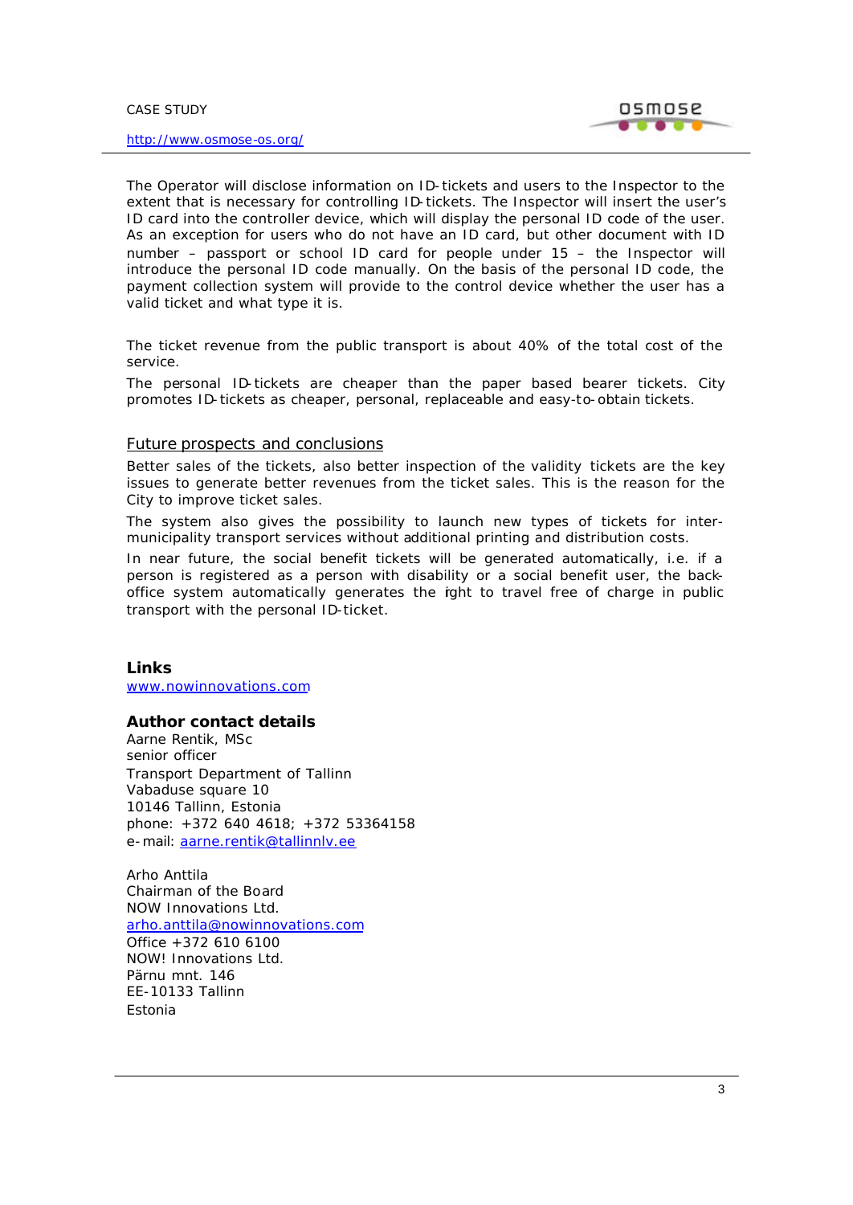The Operator will disclose information on ID-tickets and users to the Inspector to the extent that is necessary for controlling ID-tickets. The Inspector will insert the user's ID card into the controller device, which will display the personal ID code of the user. As an exception for users who do not have an ID card, but other document with ID number – passport or school ID card for people under 15 – the Inspector will introduce the personal ID code manually. On the basis of the personal ID code, the payment collection system will provide to the control device whether the user has a valid ticket and what type it is.

The ticket revenue from the public transport is about 40% of the total cost of the service.

The personal ID-tickets are cheaper than the paper based bearer tickets. City promotes ID-tickets as cheaper, personal, replaceable and easy-to-obtain tickets.

## Future prospects and conclusions

Better sales of the tickets, also better inspection of the validity tickets are the key issues to generate better revenues from the ticket sales. This is the reason for the City to improve ticket sales.

The system also gives the possibility to launch new types of tickets for inter-municipality transport services without additional printing and distribution costs.

In near future, the social benefit tickets will be generated automatically, i.e. if a person is registered as a person with disability or a social benefit user, the back-office system automatically generates the right to travel free of charge in public transport with the personal ID-ticket.

## Links

www.nowinnovations.com

## Author contact details

Aarne Rentik, MSc
senior officer
Transport Department of Tallinn
Vabaduse square 10
10146 Tallinn, Estonia
phone: +372 640 4618; +372 53364158
e-mail: aarne.rentik@tallinnlv.ee

Arho Anttila
Chairman of the Board
NOW Innovations Ltd.
arho.anttila@nowinnovations.com
Office +372 610 6100
NOW! Innovations Ltd.
Pärnu mnt. 146
EE-10133 Tallinn
Estonia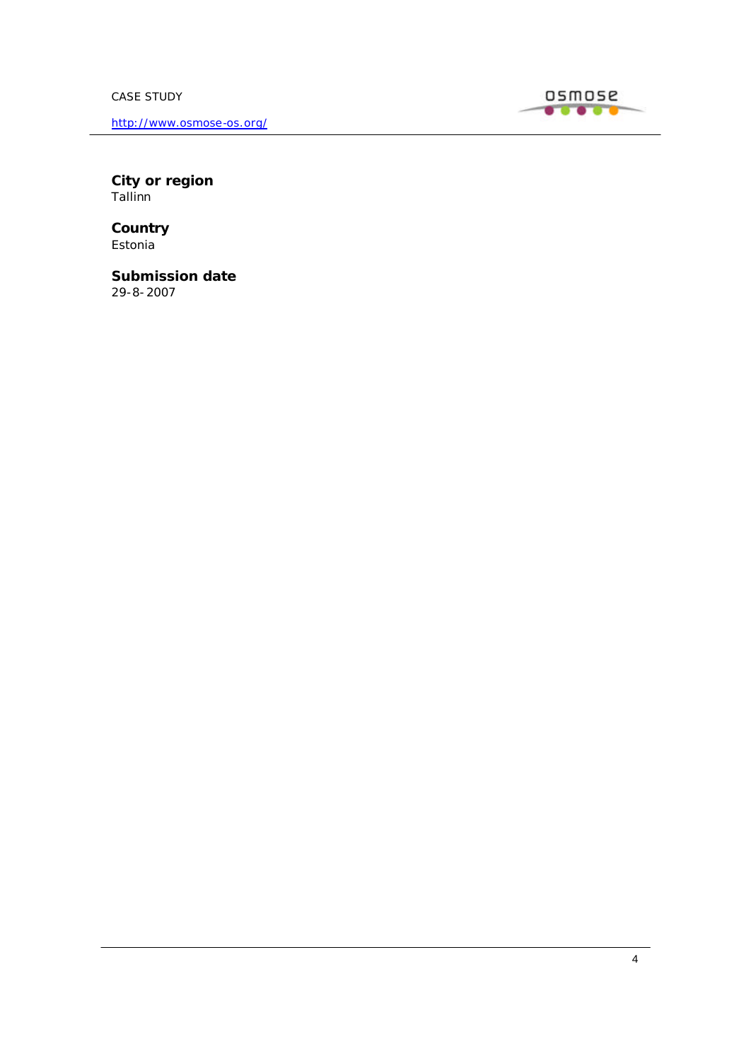**City or region**
Tallinn

**Country**
Estonia

**Submission date**
29-8-2007